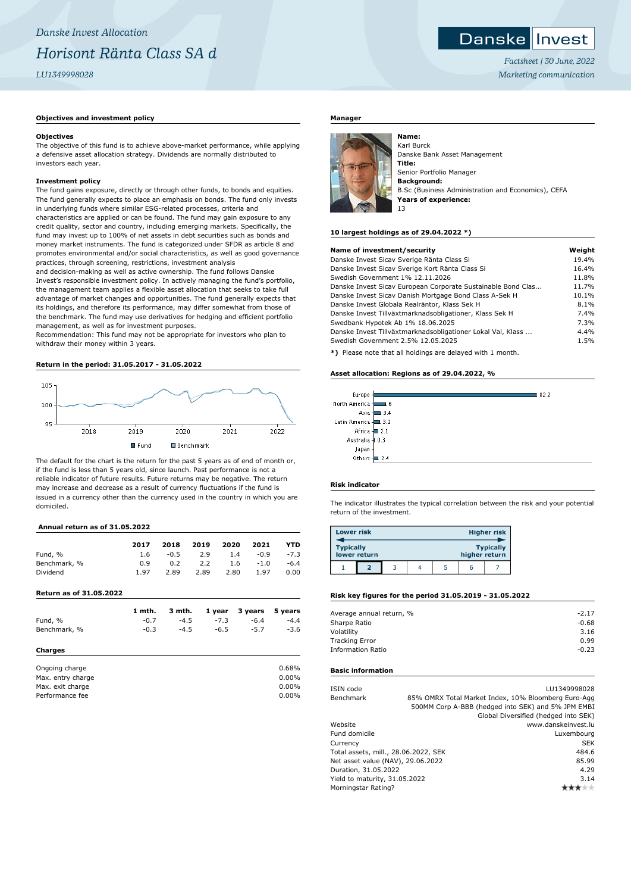*Danske Invest Allocation*

# *Horisont Ränta Class SA d*

*LU1349998028*

Danske Invest

*Factsheet | 30 June, 2022*

*Marketing communication*

## Objectives and investment policy

### Objectives

The objective of this fund is to achieve above-market performance, while applying a defensive asset allocation strategy. Dividends are normally distributed to investors each year.

### Investment policy

The fund gains exposure, directly or through other funds, to bonds and equities. The fund generally expects to place an emphasis on bonds. The fund only invests in underlying funds where similar ESG-related processes, criteria and characteristics are applied or can be found. The fund may gain exposure to any credit quality, sector and country, including emerging markets. Specifically, the fund may invest up to 100% of net assets in debt securities such as bonds and money market instruments. The fund is categorized under SFDR as article 8 and promotes environmental and/or social characteristics, as well as good governance practices, through screening, restrictions, investment analysis and decision-making as well as active ownership. The fund follows Danske Invest's responsible investment policy. In actively managing the fund's portfolio, the management team applies a flexible asset allocation that seeks to take full advantage of market changes and opportunities. The fund generally expects that its holdings, and therefore its performance, may differ somewhat from those of the benchmark. The fund may use derivatives for hedging and efficient portfolio management, as well as for investment purposes.
Recommendation: This fund may not be appropriate for investors who plan to withdraw their money within 3 years.

## Return in the period: 31.05.2017 - 31.05.2022

The default for the chart is the return for the past 5 years as of end of month or, if the fund is less than 5 years old, since launch. Past performance is not a reliable indicator of future results. Future returns may be negative. The return may increase and decrease as a result of currency fluctuations if the fund is issued in a currency other than the currency used in the country in which you are domiciled.

## Annual return as of 31.05.2022

| | 2017 | 2018 | 2019 | 2020 | 2021 | YTD |
|---|---|---|---|---|---|---|
| Fund, % | 1.6 | -0.5 | 2.9 | 1.4 | -0.9 | -7.3 |
| Benchmark, % | 0.9 | 0.2 | 2.2 | 1.6 | -1.0 | -6.4 |
| Dividend | 1.97 | 2.89 | 2.89 | 2.80 | 1.97 | 0.00 |

## Return as of 31.05.2022

| | 1 mth. | 3 mth. | 1 year | 3 years | 5 years |
|---|---|---|---|---|---|
| Fund, % | -0.7 | -4.5 | -7.3 | -6.4 | -4.4 |
| Benchmark, % | -0.3 | -4.5 | -6.5 | -5.7 | -3.6 |

## Charges

| | |
|---|---|
| Ongoing charge | 0.68% |
| Max. entry charge | 0.00% |
| Max. exit charge | 0.00% |
| Performance fee | 0.00% |

## Manager

**Name:**
Karl Burck
Danske Bank Asset Management
**Title:**
Senior Portfolio Manager
**Background:**
B.Sc (Business Administration and Economics), CEFA
**Years of experience:**
13

## 10 largest holdings as of 29.04.2022 *)

| Name of investment/security | Weight |
|---|---|
| Danske Invest Sicav Sverige Ränta Class Si | 19.4% |
| Danske Invest Sicav Sverige Kort Ränta Class Si | 16.4% |
| Swedish Government 1% 12.11.2026 | 11.8% |
| Danske Invest Sicav European Corporate Sustainable Bond Clas... | 11.7% |
| Danske Invest Sicav Danish Mortgage Bond Class A-Sek H | 10.1% |
| Danske Invest Globala Realräntor, Klass Sek H | 8.1% |
| Danske Invest Tillväxtmarknadsobligationer, Klass Sek H | 7.4% |
| Swedbank Hypotek Ab 1% 18.06.2025 | 7.3% |
| Danske Invest Tillväxtmarknadsobligationer Lokal Val, Klass ... | 4.4% |
| Swedish Government 2.5% 12.05.2025 | 1.5% |

*) Please note that all holdings are delayed with 1 month.

## Asset allocation: Regions as of 29.04.2022, %

| Region | % |
|---|---|
| Europe | 82.2 |
| North America | 6 |
| Asia | 3.4 |
| Latin America | 3.2 |
| Africa | 2.1 |
| Australia | 0.3 |
| Japan | |
| Others | 2.4 |

## Risk indicator

The indicator illustrates the typical correlation between the risk and your potential return of the investment.

| Lower risk / Typically lower return | | | | | | Higher risk / Typically higher return |
|---|---|---|---|---|---|---|
| 1 | **2** | 3 | 4 | 5 | 6 | 7 |

## Risk key figures for the period 31.05.2019 - 31.05.2022

| | |
|---|---|
| Average annual return, % | -2.17 |
| Sharpe Ratio | -0.68 |
| Volatility | 3.16 |
| Tracking Error | 0.99 |
| Information Ratio | -0.23 |

## Basic information

| | |
|---|---|
| ISIN code | LU1349998028 |
| Benchmark | 85% OMRX Total Market Index, 10% Bloomberg Euro-Agg 500MM Corp A-BBB (hedged into SEK) and 5% JPM EMBI Global Diversified (hedged into SEK) |
| Website | www.danskeinvest.lu |
| Fund domicile | Luxembourg |
| Currency | SEK |
| Total assets, mill., 28.06.2022, SEK | 484.6 |
| Net asset value (NAV), 29.06.2022 | 85.99 |
| Duration, 31.05.2022 | 4.29 |
| Yield to maturity, 31.05.2022 | 3.14 |
| Morningstar Rating? | ★★★☆☆ |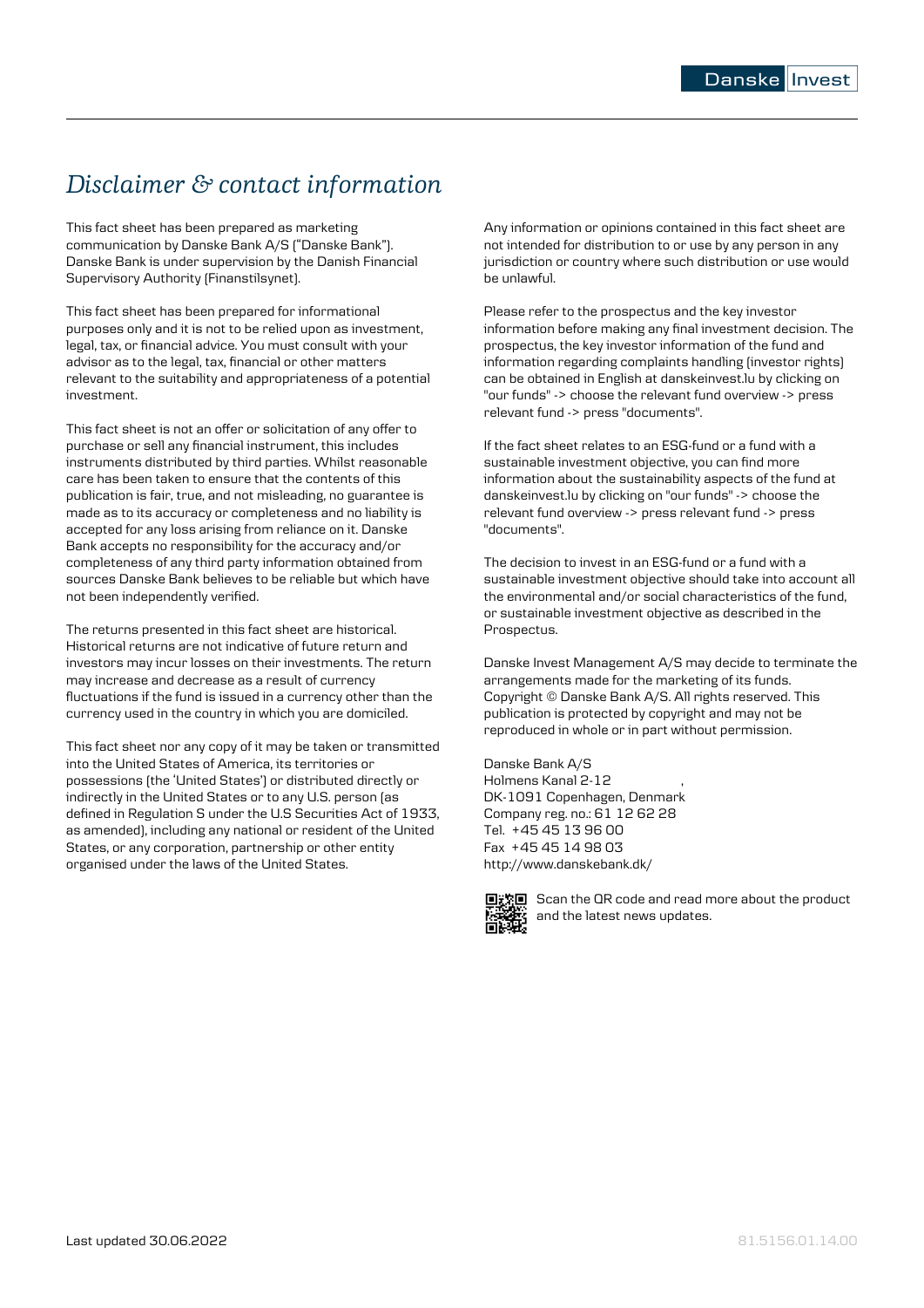# *Disclaimer & contact information*

This fact sheet has been prepared as marketing communication by Danske Bank A/S ("Danske Bank"). Danske Bank is under supervision by the Danish Financial Supervisory Authority (Finanstilsynet).

This fact sheet has been prepared for informational purposes only and it is not to be relied upon as investment, legal, tax, or financial advice. You must consult with your advisor as to the legal, tax, financial or other matters relevant to the suitability and appropriateness of a potential investment.

This fact sheet is not an offer or solicitation of any offer to purchase or sell any financial instrument, this includes instruments distributed by third parties. Whilst reasonable care has been taken to ensure that the contents of this publication is fair, true, and not misleading, no guarantee is made as to its accuracy or completeness and no liability is accepted for any loss arising from reliance on it. Danske Bank accepts no responsibility for the accuracy and/or completeness of any third party information obtained from sources Danske Bank believes to be reliable but which have not been independently verified.

The returns presented in this fact sheet are historical. Historical returns are not indicative of future return and investors may incur losses on their investments. The return may increase and decrease as a result of currency fluctuations if the fund is issued in a currency other than the currency used in the country in which you are domiciled.

This fact sheet nor any copy of it may be taken or transmitted into the United States of America, its territories or possessions (the 'United States') or distributed directly or indirectly in the United States or to any U.S. person (as defined in Regulation S under the U.S Securities Act of 1933, as amended), including any national or resident of the United States, or any corporation, partnership or other entity organised under the laws of the United States.

Any information or opinions contained in this fact sheet are not intended for distribution to or use by any person in any jurisdiction or country where such distribution or use would be unlawful.

Please refer to the prospectus and the key investor information before making any final investment decision. The prospectus, the key investor information of the fund and information regarding complaints handling (investor rights) can be obtained in English at danskeinvest.lu by clicking on "our funds" -> choose the relevant fund overview -> press relevant fund -> press "documents".

If the fact sheet relates to an ESG-fund or a fund with a sustainable investment objective, you can find more information about the sustainability aspects of the fund at danskeinvest.lu by clicking on "our funds" -> choose the relevant fund overview -> press relevant fund -> press "documents".

The decision to invest in an ESG-fund or a fund with a sustainable investment objective should take into account all the environmental and/or social characteristics of the fund, or sustainable investment objective as described in the Prospectus.

Danske Invest Management A/S may decide to terminate the arrangements made for the marketing of its funds. Copyright © Danske Bank A/S. All rights reserved. This publication is protected by copyright and may not be reproduced in whole or in part without permission.

Danske Bank A/S
Holmens Kanal 2-12
DK-1091 Copenhagen, Denmark
Company reg. no.: 61 12 62 28
Tel. +45 45 13 96 00
Fax +45 45 14 98 03
http://www.danskebank.dk/

Scan the QR code and read more about the product and the latest news updates.

Last updated 30.06.2022

81.5156.01.14.00